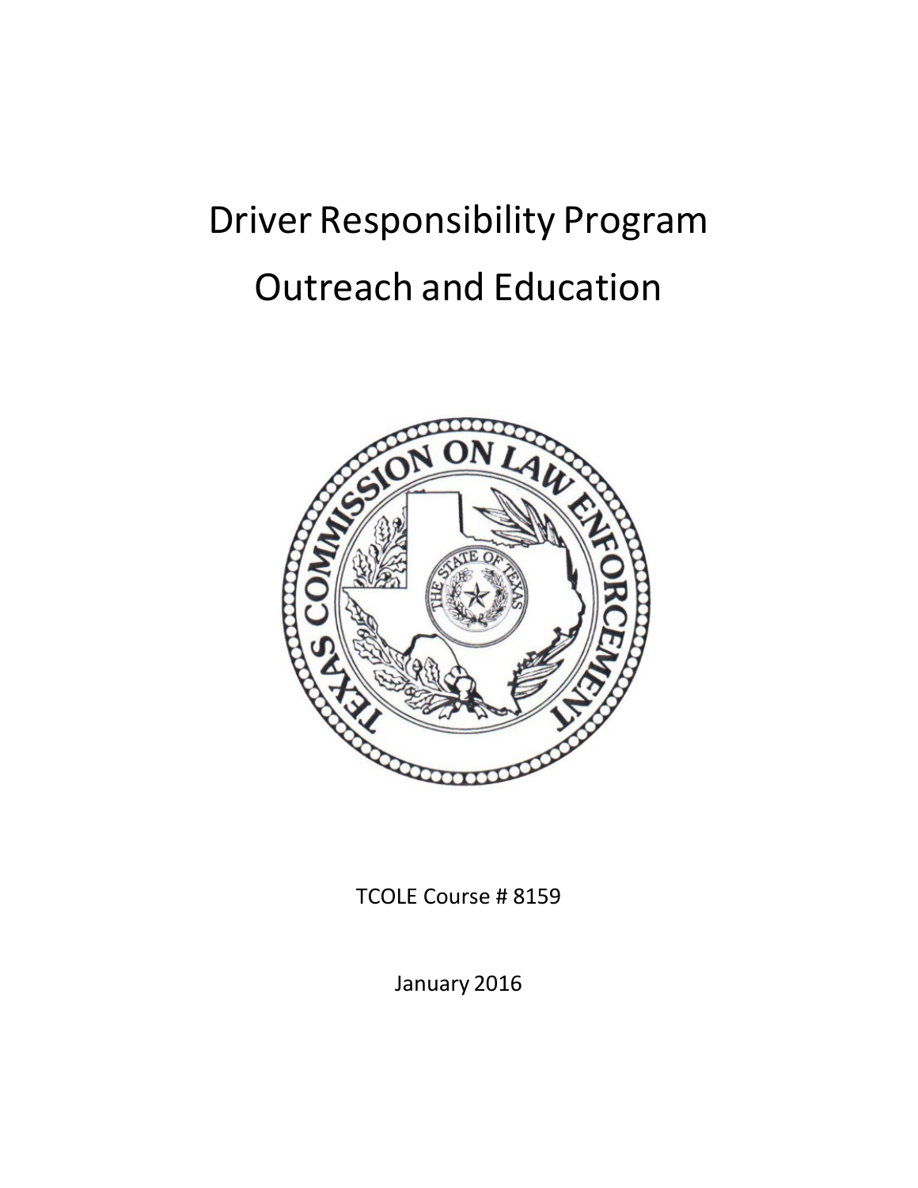# Driver Responsibility Program

# Outreach and Education

TCOLE Course # 8159

January 2016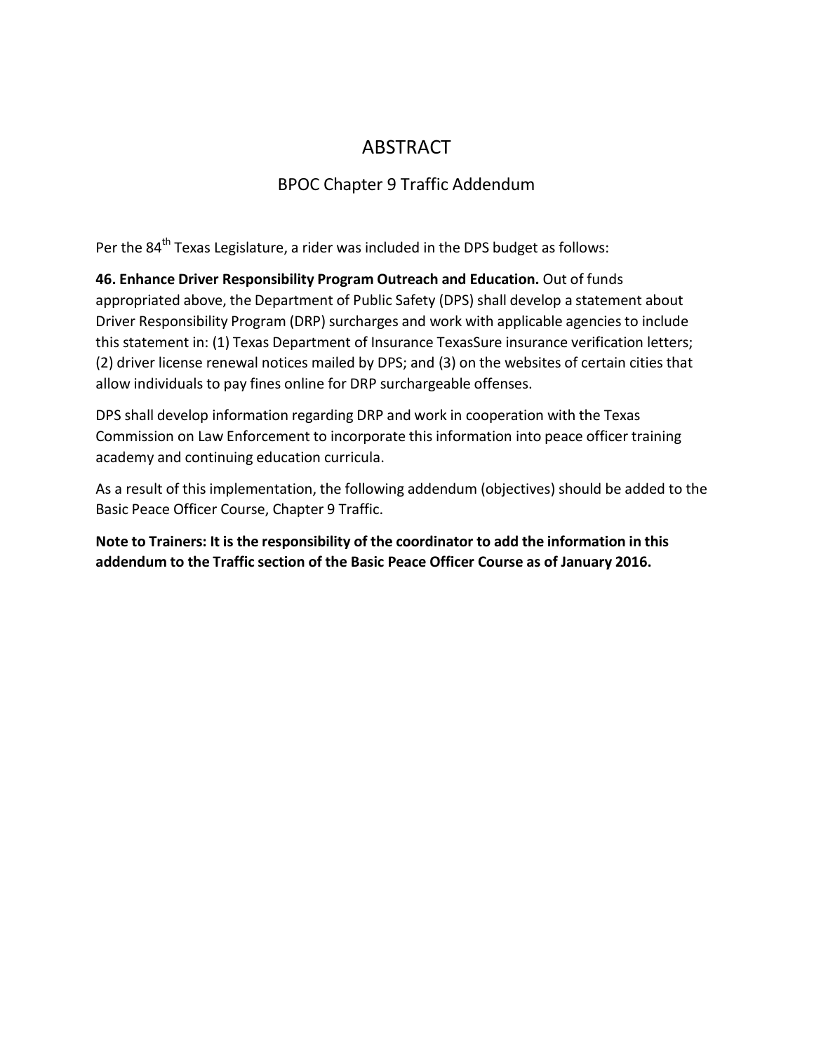# ABSTRACT

## BPOC Chapter 9 Traffic Addendum

Per the 84th Texas Legislature, a rider was included in the DPS budget as follows:

**46. Enhance Driver Responsibility Program Outreach and Education.** Out of funds appropriated above, the Department of Public Safety (DPS) shall develop a statement about Driver Responsibility Program (DRP) surcharges and work with applicable agencies to include this statement in: (1) Texas Department of Insurance TexasSure insurance verification letters; (2) driver license renewal notices mailed by DPS; and (3) on the websites of certain cities that allow individuals to pay fines online for DRP surchargeable offenses.

DPS shall develop information regarding DRP and work in cooperation with the Texas Commission on Law Enforcement to incorporate this information into peace officer training academy and continuing education curricula.

As a result of this implementation, the following addendum (objectives) should be added to the Basic Peace Officer Course, Chapter 9 Traffic.

**Note to Trainers: It is the responsibility of the coordinator to add the information in this addendum to the Traffic section of the Basic Peace Officer Course as of January 2016.**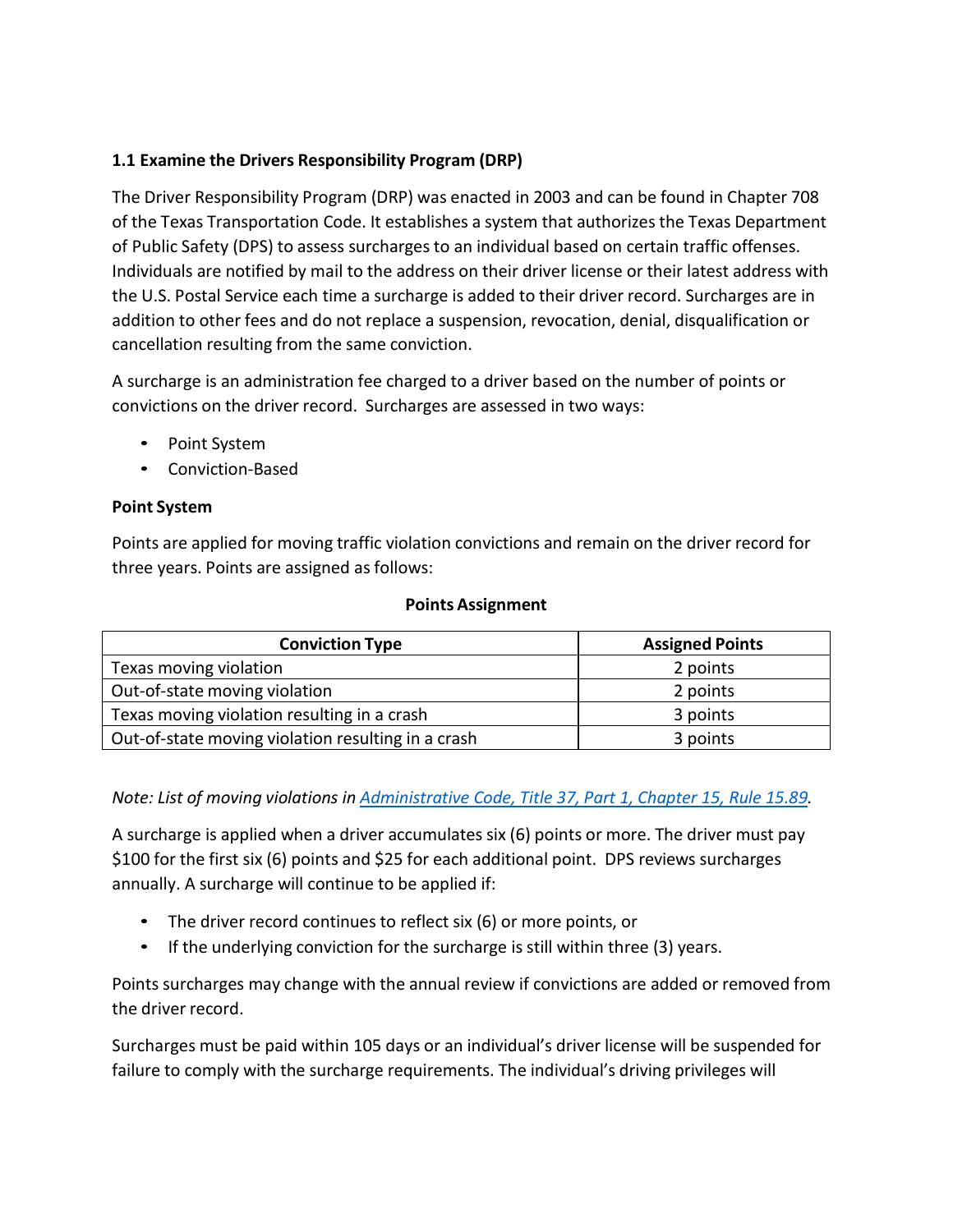### 1.1 Examine the Drivers Responsibility Program (DRP)

The Driver Responsibility Program (DRP) was enacted in 2003 and can be found in Chapter 708 of the Texas Transportation Code. It establishes a system that authorizes the Texas Department of Public Safety (DPS) to assess surcharges to an individual based on certain traffic offenses. Individuals are notified by mail to the address on their driver license or their latest address with the U.S. Postal Service each time a surcharge is added to their driver record. Surcharges are in addition to other fees and do not replace a suspension, revocation, denial, disqualification or cancellation resulting from the same conviction.

A surcharge is an administration fee charged to a driver based on the number of points or convictions on the driver record. Surcharges are assessed in two ways:

- Point System
- Conviction-Based

**Point System**

Points are applied for moving traffic violation convictions and remain on the driver record for three years. Points are assigned as follows:

**Points Assignment**

| Conviction Type | Assigned Points |
|---|---|
| Texas moving violation | 2 points |
| Out-of-state moving violation | 2 points |
| Texas moving violation resulting in a crash | 3 points |
| Out-of-state moving violation resulting in a crash | 3 points |

*Note: List of moving violations in [Administrative Code, Title 37, Part 1, Chapter 15, Rule 15.89](#).*

A surcharge is applied when a driver accumulates six (6) points or more. The driver must pay $100 for the first six (6) points and $25 for each additional point. DPS reviews surcharges annually. A surcharge will continue to be applied if:

- The driver record continues to reflect six (6) or more points, or
- If the underlying conviction for the surcharge is still within three (3) years.

Points surcharges may change with the annual review if convictions are added or removed from the driver record.

Surcharges must be paid within 105 days or an individual's driver license will be suspended for failure to comply with the surcharge requirements. The individual's driving privileges will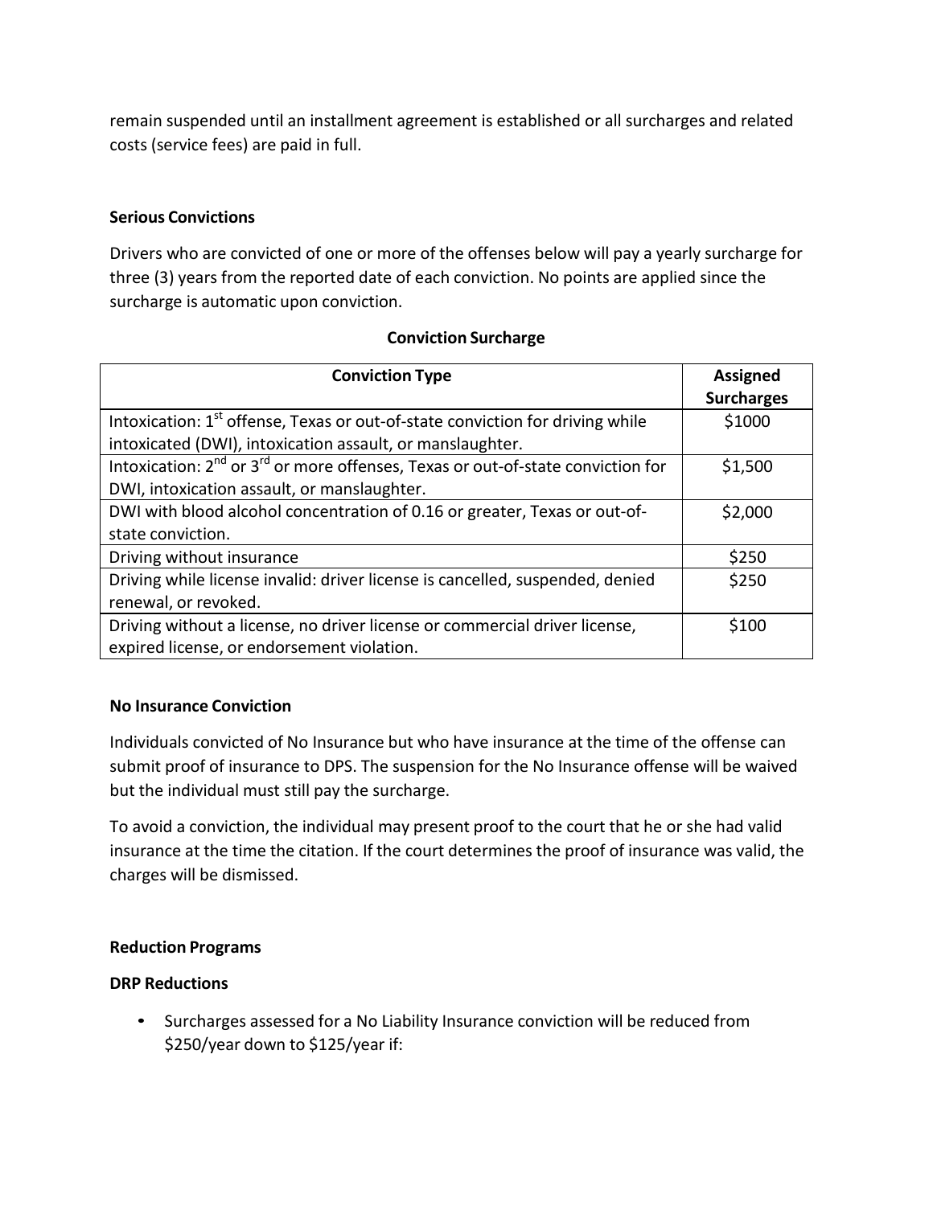remain suspended until an installment agreement is established or all surcharges and related costs (service fees) are paid in full.

**Serious Convictions**

Drivers who are convicted of one or more of the offenses below will pay a yearly surcharge for three (3) years from the reported date of each conviction. No points are applied since the surcharge is automatic upon conviction.

**Conviction Surcharge**

| Conviction Type | Assigned Surcharges |
| --- | --- |
| Intoxication: 1st offense, Texas or out-of-state conviction for driving while intoxicated (DWI), intoxication assault, or manslaughter. | $1000 |
| Intoxication: 2nd or 3rd or more offenses, Texas or out-of-state conviction for DWI, intoxication assault, or manslaughter. | $1,500 |
| DWI with blood alcohol concentration of 0.16 or greater, Texas or out-of-state conviction. | $2,000 |
| Driving without insurance | $250 |
| Driving while license invalid: driver license is cancelled, suspended, denied renewal, or revoked. | $250 |
| Driving without a license, no driver license or commercial driver license, expired license, or endorsement violation. | $100 |

**No Insurance Conviction**

Individuals convicted of No Insurance but who have insurance at the time of the offense can submit proof of insurance to DPS. The suspension for the No Insurance offense will be waived but the individual must still pay the surcharge.

To avoid a conviction, the individual may present proof to the court that he or she had valid insurance at the time the citation. If the court determines the proof of insurance was valid, the charges will be dismissed.

**Reduction Programs**

**DRP Reductions**

- Surcharges assessed for a No Liability Insurance conviction will be reduced from $250/year down to $125/year if: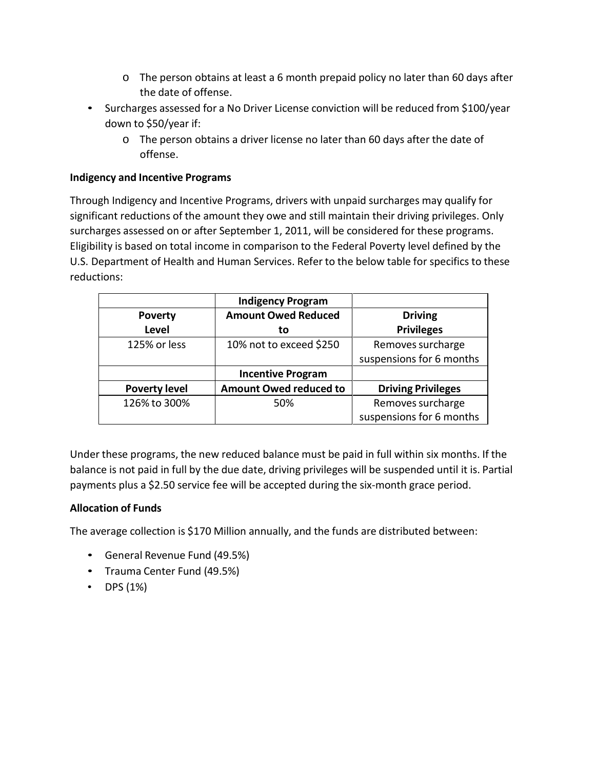- The person obtains at least a 6 month prepaid policy no later than 60 days after the date of offense.
- Surcharges assessed for a No Driver License conviction will be reduced from $100/year down to $50/year if:
  - The person obtains a driver license no later than 60 days after the date of offense.

**Indigency and Incentive Programs**

Through Indigency and Incentive Programs, drivers with unpaid surcharges may qualify for significant reductions of the amount they owe and still maintain their driving privileges. Only surcharges assessed on or after September 1, 2011, will be considered for these programs. Eligibility is based on total income in comparison to the Federal Poverty level defined by the U.S. Department of Health and Human Services. Refer to the below table for specifics to these reductions:

| | **Indigency Program** | |
|---|---|---|
| **Poverty Level** | **Amount Owed Reduced to** | **Driving Privileges** |
| 125% or less | 10% not to exceed $250 | Removes surcharge suspensions for 6 months |
| | **Incentive Program** | |
| **Poverty level** | **Amount Owed reduced to** | **Driving Privileges** |
| 126% to 300% | 50% | Removes surcharge suspensions for 6 months |

Under these programs, the new reduced balance must be paid in full within six months. If the balance is not paid in full by the due date, driving privileges will be suspended until it is. Partial payments plus a $2.50 service fee will be accepted during the six-month grace period.

**Allocation of Funds**

The average collection is $170 Million annually, and the funds are distributed between:

- General Revenue Fund (49.5%)
- Trauma Center Fund (49.5%)
- DPS (1%)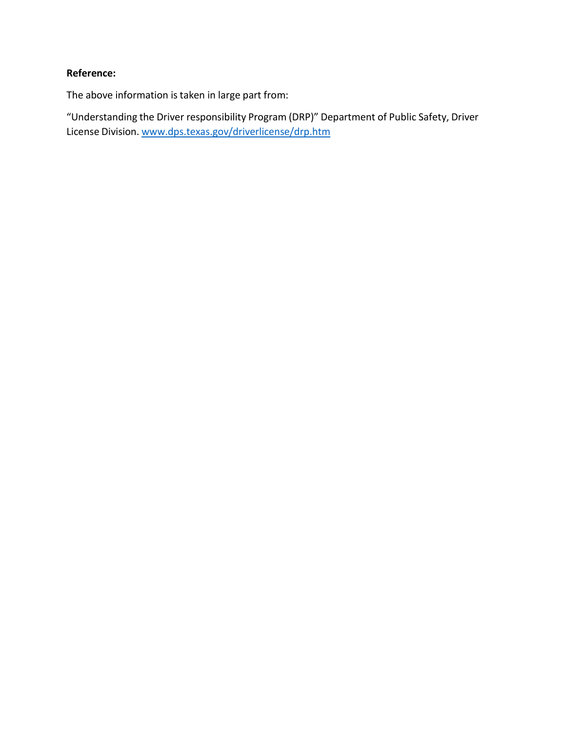**Reference:**

The above information is taken in large part from:

"Understanding the Driver responsibility Program (DRP)" Department of Public Safety, Driver License Division. [www.dps.texas.gov/driverlicense/drp.htm](http://www.dps.texas.gov/driverlicense/drp.htm)